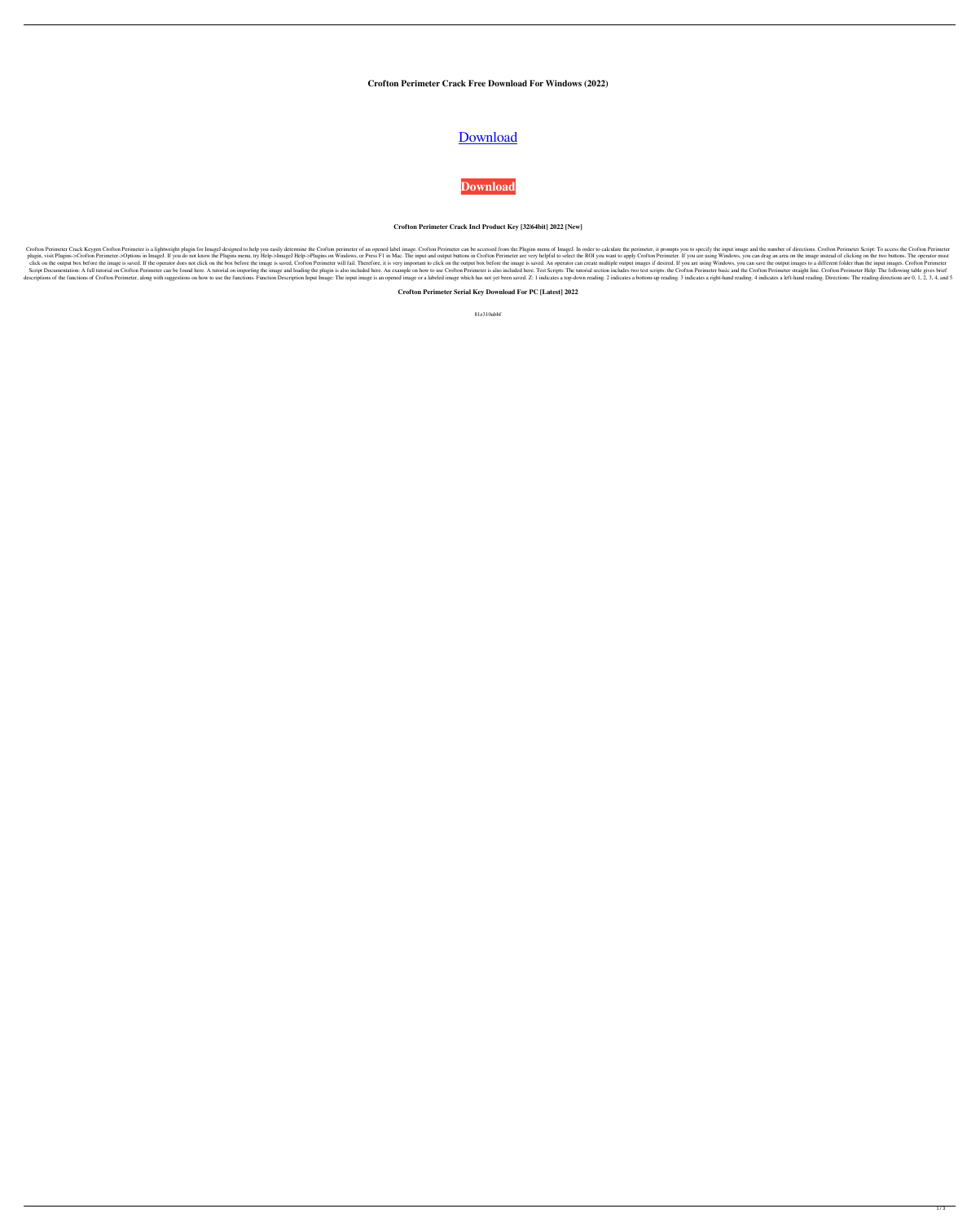**Crofton Perimeter Crack Free Download For Windows (2022)**

Download

**Download**

**Crofton Perimeter Crack Incl Product Key [32|64bit] 2022 [New]**

Crofton Perimeter Crack Keygen Crofton Perimeter is a lightweight plugin for ImageJ designed to help you easily determine the Crofton perimeter of an opened label image. Crofton Perimeter can be accessed from the Plugins menu of ImageJ. In order to calculate the perimeter, it prompts you to specify the input image and the number of directions. Crofton Perimeter Script: To access the Crofton Perimeter plugin, visit Plugins->Crofton Perimeter->Options in ImageJ. If you do not know the Plugins menu, try Help->ImageJ Help->Plugins on Windows, or Press F1 in Mac. The input and output buttons in Crofton Perimeter are very helpful to select the ROI you want to apply Crofton Perimeter. If you are using Windows, you can drag an area on the image instead of clicking on the two buttons. The operator must click on the output box before the image is saved. If the operator does not click on the box before the image is saved, Crofton Perimeter will fail. Therefore, it is very important to click on the output box before the image is saved. An operator can create multiple output images if desired. If you are using Windows, you can save the output images to a different folder than the input images. Crofton Perimeter Script Documentation: A full tutorial on Crofton Perimeter can be found here. A tutorial on importing the image and loading the plugin is also included here. An example on how to use Crofton Perimeter is also included here. Test Scripts: The tutorial section includes two test scripts: the Crofton Perimeter basic and the Crofton Perimeter straight line. Crofton Perimeter Help: The following table gives brief descriptions of the functions of Crofton Perimeter, along with suggestions on how to use the functions. Function Description Input Image: The input image is an opened image or a labeled image which has not yet been saved. Z: 1 indicates a top-down reading. 2 indicates a bottom-up reading. 3 indicates a right-hand reading. 4 indicates a left-hand reading. Directions: The reading directions are 0, 1, 2, 3, 4, and 5

**Crofton Perimeter Serial Key Download For PC [Latest] 2022**

81e310abbf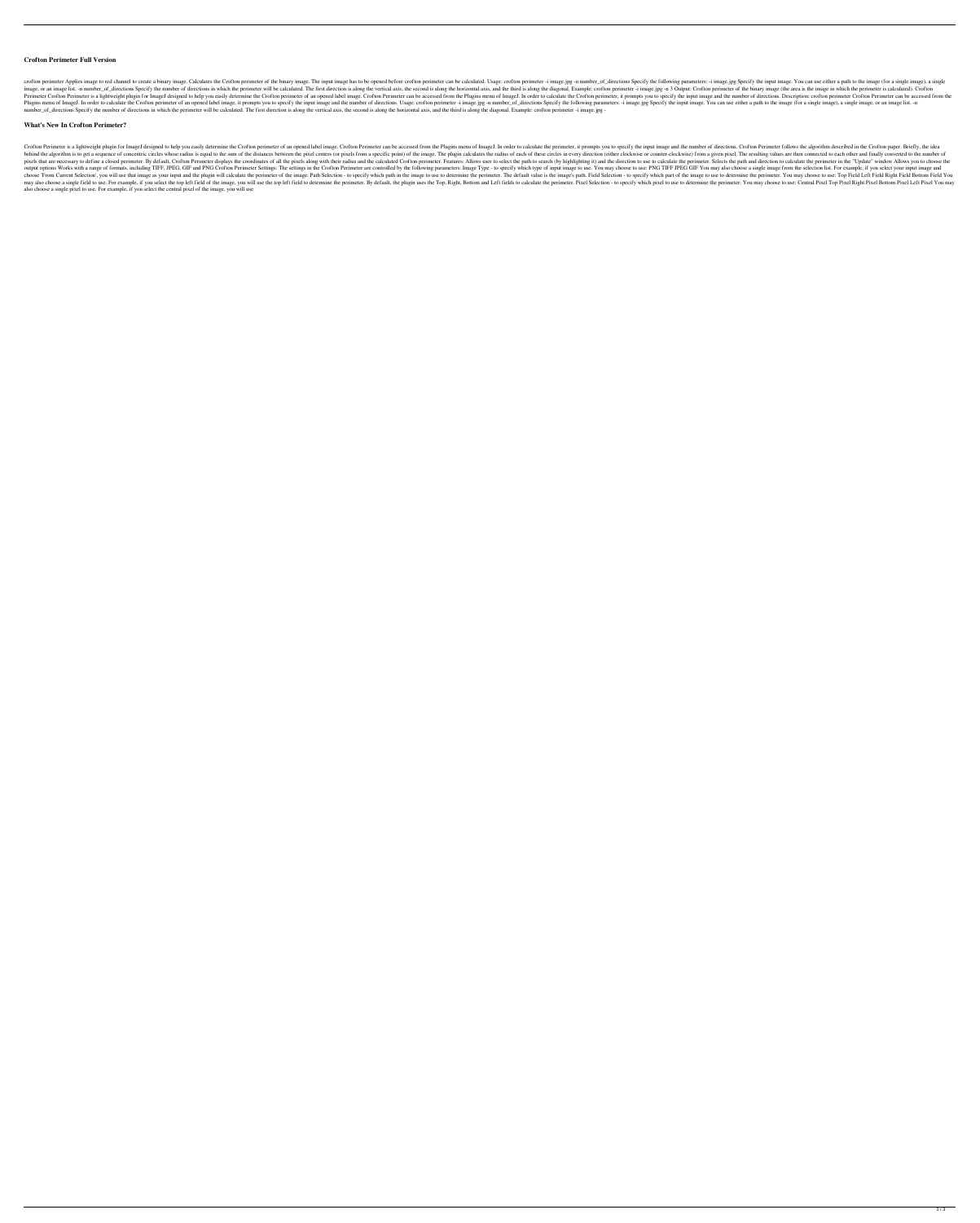### Crofton Perimeter Full Version

crofton perimeter Applies image to red channel to create a binary image. Calculates the Crofton perimeter of the binary image. The input image has to be opened before crofton perimeter can be calculated. Usage: crofton perimeter -i image.jpg -n number_of_directions Specify the following parameters: -i image.jpg Specify the input image. You can use either a path to the image (for a single image), a single image, or an image list. -n number_of_directions Specify the number of directions in which the perimeter will be calculated. The first direction is along the vertical axis, the second is along the horizontal axis, and the third is along the diagonal. Example: crofton perimeter -i image.jpg -n 3 Output: Crofton perimeter of the binary image (the area is the image in which the perimeter is calculated). Crofton Perimeter Crofton Perimeter is a lightweight plugin for ImageJ designed to help you easily determine the Crofton perimeter of an opened label image. Crofton Perimeter can be accessed from the Plugins menu of ImageJ. In order to calculate the Crofton perimeter, it prompts you to specify the input image and the number of directions. Description: crofton perimeter Crofton Perimeter can be accessed from the Plugins menu of ImageJ. In order to calculate the Crofton perimeter of an opened label image, it prompts you to specify the input image and the number of directions. Usage: crofton perimeter -i image.jpg -n number_of_directions Specify the following parameters: -i image.jpg Specify the input image. You can use either a path to the image (for a single image), a single image, or an image list. -n number_of_directions Specify the number of directions in which the perimeter will be calculated. The first direction is along the vertical axis, the second is along the horizontal axis, and the third is along the diagonal. Example: crofton perimeter -i image.jpg -

### What's New In Crofton Perimeter?

Crofton Perimeter is a lightweight plugin for ImageJ designed to help you easily determine the Crofton perimeter of an opened label image. Crofton Perimeter can be accessed from the Plugins menu of ImageJ. In order to calculate the perimeter, it prompts you to specify the input image and the number of directions. Crofton Perimeter follows the algorithm described in the Crofton paper. Briefly, the idea behind the algorithm is to get a sequence of concentric circles whose radius is equal to the sum of the distances between the pixel centers (or pixels from a specific point) of the image. The plugin calculates the radius of each of these circles in every direction (either clockwise or counter-clockwise) from a given pixel. The resulting values are then connected to each other and finally converted to the number of pixels that are necessary to define a closed perimeter. By default, Crofton Perimeter displays the coordinates of all the pixels along with their radius and the calculated Crofton perimeter. Features: Allows user to select the path to search (by highlighting it) and the direction to use to calculate the perimeter. Selects the path and direction to calculate the perimeter in the "Update" window Allows you to choose the output options Works with a range of formats, including TIFF, JPEG, GIF and PNG Crofton Perimeter Settings: The settings in the Crofton Perimeter are controlled by the following parameters: Image Type - to specify which type of input image to use. You may choose to use: PNG TIFF JPEG GIF You may also choose a single image from the selection list. For example, if you select your input image and choose 'From Current Selection', you will use that image as your input and the plugin will calculate the perimeter of the image. Path Selection - to specify which path in the image to use to determine the perimeter. The default value is the image's path. Field Selection - to specify which part of the image to use to determine the perimeter. You may choose to use: Top Field Left Field Right Field Bottom Field You may also choose a single field to use. For example, if you select the top left field of the image, you will use the top left field to determine the perimeter. By default, the plugin uses the Top, Right, Bottom and Left fields to calculate the perimeter. Pixel Selection - to specify which pixel to use to determine the perimeter. You may choose to use: Central Pixel Top Pixel Right Pixel Bottom Pixel Left Pixel You may also choose a single pixel to use. For example, if you select the central pixel of the image, you will use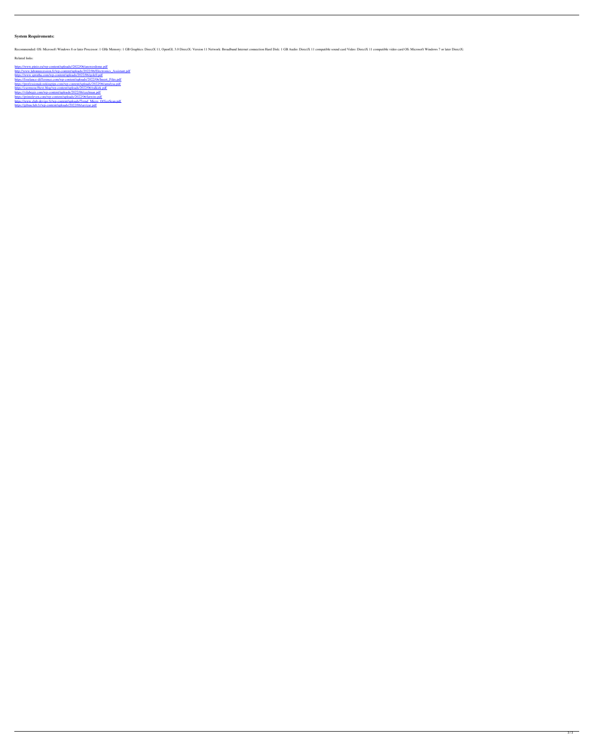**System Requirements:**

Recommended: OS: Microsoft Windows 8 or later Processor: 1 GHz Memory: 1 GB Graphics: DirectX 11, OpenGL 3.0 DirectX: Version 11 Network: Broadband Internet connection Hard Disk: 1 GB Audio: DirectX 11 compatible sound card Video: DirectX 11 compatible video card OS: Microsoft Windows 7 or later DirectX:

Related links:

https://www.pinio.eu/wp-content/uploads//2022/06/answerdome.pdf
http://www.labonnecession.fr/wp-content/uploads/2022/06/Electronics_Assistant.pdf
https://www.spraha.com/wp-content/uploads/2022/06/goleli.pdf
https://freelance-difference.com/wp-content/uploads/2022/06/Insert_Files.pdf
https://professionalcookingtips.com/wp-content/uploads/2022/06/antalysa.pdf
https://csermooc78next.blog/wp-content/uploads/2022/06/ralkirk.pdf
https://vilabegir.com/wp-content/uploads/2022/06/cavlman.pdf
https://printeleven.com/wp-content/uploads/2022/06/latwiro.pdf
https://www.club-devigo.fr/wp-content/uploads/Trend_Micro_OfficeScan.pdf
https://jibonclub.fr/wp-content/uploads/2022/06/saviyar.pdf